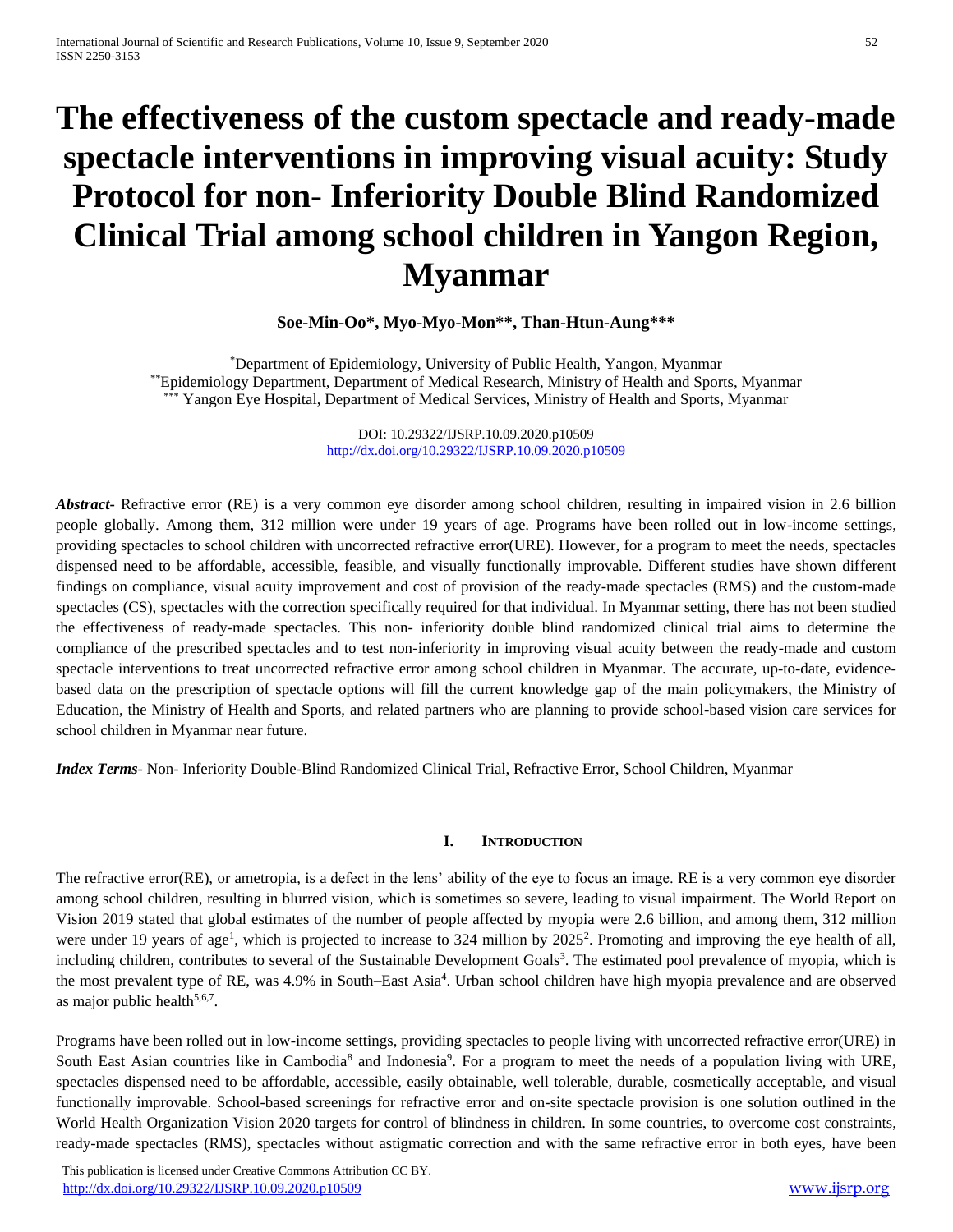# The effectiveness of the custom spectacle and ready-made spectacle interventions in improving visual acuity: Study Protocol for non- Inferiority Double Blind Randomized Clinical Trial among school children in Yangon Region, Myanmar

**Soe-Min-Oo\*, Myo-Myo-Mon\*\*, Than-Htun-Aung\*\*\***

\* Department of Epidemiology, University of Public Health, Yangon, Myanmar
\*\* Epidemiology Department, Department of Medical Research, Ministry of Health and Sports, Myanmar
\*\*\* Yangon Eye Hospital, Department of Medical Services, Ministry of Health and Sports, Myanmar

DOI: 10.29322/IJSRP.10.09.2020.p10509
http://dx.doi.org/10.29322/IJSRP.10.09.2020.p10509

***Abstract***- Refractive error (RE) is a very common eye disorder among school children, resulting in impaired vision in 2.6 billion people globally. Among them, 312 million were under 19 years of age. Programs have been rolled out in low-income settings, providing spectacles to school children with uncorrected refractive error(URE). However, for a program to meet the needs, spectacles dispensed need to be affordable, accessible, feasible, and visually functionally improvable. Different studies have shown different findings on compliance, visual acuity improvement and cost of provision of the ready-made spectacles (RMS) and the custom-made spectacles (CS), spectacles with the correction specifically required for that individual. In Myanmar setting, there has not been studied the effectiveness of ready-made spectacles. This non- inferiority double blind randomized clinical trial aims to determine the compliance of the prescribed spectacles and to test non-inferiority in improving visual acuity between the ready-made and custom spectacle interventions to treat uncorrected refractive error among school children in Myanmar. The accurate, up-to-date, evidence-based data on the prescription of spectacle options will fill the current knowledge gap of the main policymakers, the Ministry of Education, the Ministry of Health and Sports, and related partners who are planning to provide school-based vision care services for school children in Myanmar near future.

***Index Terms***- Non- Inferiority Double-Blind Randomized Clinical Trial, Refractive Error, School Children, Myanmar

## I. Introduction

The refractive error(RE), or ametropia, is a defect in the lens' ability of the eye to focus an image. RE is a very common eye disorder among school children, resulting in blurred vision, which is sometimes so severe, leading to visual impairment. The World Report on Vision 2019 stated that global estimates of the number of people affected by myopia were 2.6 billion, and among them, 312 million were under 19 years of age[1], which is projected to increase to 324 million by 2025[2]. Promoting and improving the eye health of all, including children, contributes to several of the Sustainable Development Goals[3]. The estimated pool prevalence of myopia, which is the most prevalent type of RE, was 4.9% in South–East Asia[4]. Urban school children have high myopia prevalence and are observed as major public health[5,6,7].

Programs have been rolled out in low-income settings, providing spectacles to people living with uncorrected refractive error(URE) in South East Asian countries like in Cambodia[8] and Indonesia[9]. For a program to meet the needs of a population living with URE, spectacles dispensed need to be affordable, accessible, easily obtainable, well tolerable, durable, cosmetically acceptable, and visual functionally improvable. School-based screenings for refractive error and on-site spectacle provision is one solution outlined in the World Health Organization Vision 2020 targets for control of blindness in children. In some countries, to overcome cost constraints, ready-made spectacles (RMS), spectacles without astigmatic correction and with the same refractive error in both eyes, have been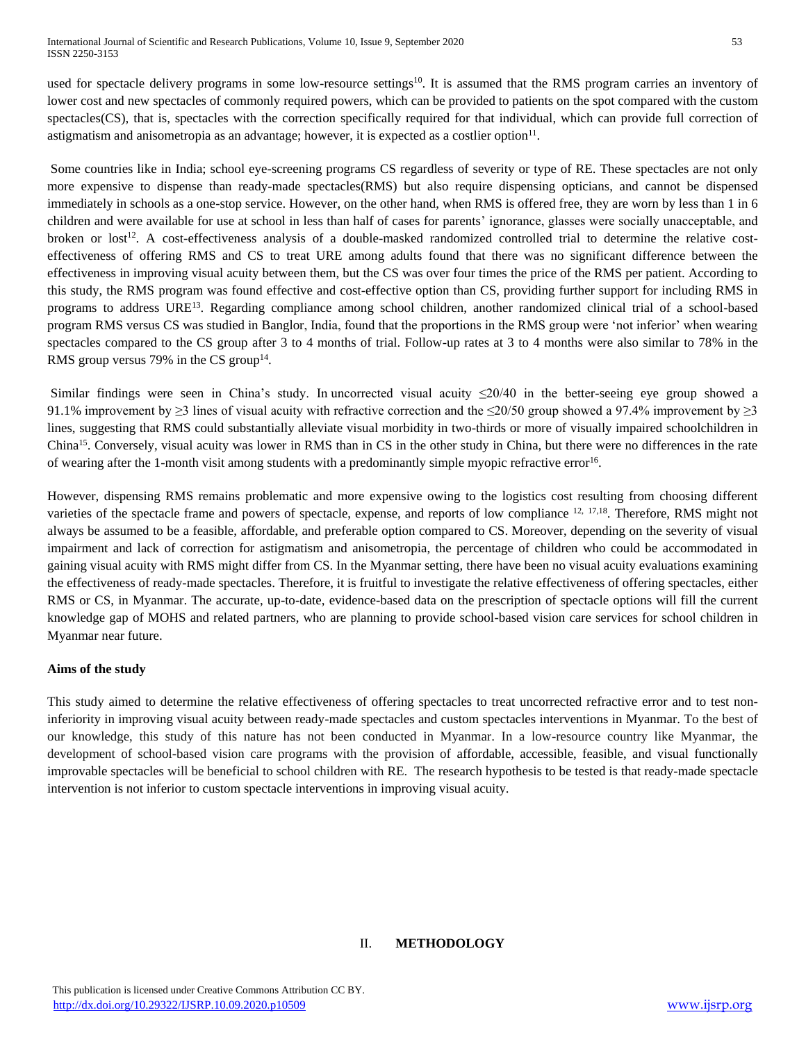used for spectacle delivery programs in some low-resource settings[10]. It is assumed that the RMS program carries an inventory of lower cost and new spectacles of commonly required powers, which can be provided to patients on the spot compared with the custom spectacles(CS), that is, spectacles with the correction specifically required for that individual, which can provide full correction of astigmatism and anisometropia as an advantage; however, it is expected as a costlier option[11].

Some countries like in India; school eye-screening programs CS regardless of severity or type of RE. These spectacles are not only more expensive to dispense than ready-made spectacles(RMS) but also require dispensing opticians, and cannot be dispensed immediately in schools as a one-stop service. However, on the other hand, when RMS is offered free, they are worn by less than 1 in 6 children and were available for use at school in less than half of cases for parents' ignorance, glasses were socially unacceptable, and broken or lost[12]. A cost-effectiveness analysis of a double-masked randomized controlled trial to determine the relative cost-effectiveness of offering RMS and CS to treat URE among adults found that there was no significant difference between the effectiveness in improving visual acuity between them, but the CS was over four times the price of the RMS per patient. According to this study, the RMS program was found effective and cost-effective option than CS, providing further support for including RMS in programs to address URE[13]. Regarding compliance among school children, another randomized clinical trial of a school-based program RMS versus CS was studied in Banglor, India, found that the proportions in the RMS group were 'not inferior' when wearing spectacles compared to the CS group after 3 to 4 months of trial. Follow-up rates at 3 to 4 months were also similar to 78% in the RMS group versus 79% in the CS group[14].

Similar findings were seen in China's study. In uncorrected visual acuity ≤20/40 in the better-seeing eye group showed a 91.1% improvement by ≥3 lines of visual acuity with refractive correction and the ≤20/50 group showed a 97.4% improvement by ≥3 lines, suggesting that RMS could substantially alleviate visual morbidity in two-thirds or more of visually impaired schoolchildren in China[15]. Conversely, visual acuity was lower in RMS than in CS in the other study in China, but there were no differences in the rate of wearing after the 1-month visit among students with a predominantly simple myopic refractive error[16].

However, dispensing RMS remains problematic and more expensive owing to the logistics cost resulting from choosing different varieties of the spectacle frame and powers of spectacle, expense, and reports of low compliance [12, 17,18]. Therefore, RMS might not always be assumed to be a feasible, affordable, and preferable option compared to CS. Moreover, depending on the severity of visual impairment and lack of correction for astigmatism and anisometropia, the percentage of children who could be accommodated in gaining visual acuity with RMS might differ from CS. In the Myanmar setting, there have been no visual acuity evaluations examining the effectiveness of ready-made spectacles. Therefore, it is fruitful to investigate the relative effectiveness of offering spectacles, either RMS or CS, in Myanmar. The accurate, up-to-date, evidence-based data on the prescription of spectacle options will fill the current knowledge gap of MOHS and related partners, who are planning to provide school-based vision care services for school children in Myanmar near future.

**Aims of the study**

This study aimed to determine the relative effectiveness of offering spectacles to treat uncorrected refractive error and to test non-inferiority in improving visual acuity between ready-made spectacles and custom spectacles interventions in Myanmar. To the best of our knowledge, this study of this nature has not been conducted in Myanmar. In a low-resource country like Myanmar, the development of school-based vision care programs with the provision of affordable, accessible, feasible, and visual functionally improvable spectacles will be beneficial to school children with RE. The research hypothesis to be tested is that ready-made spectacle intervention is not inferior to custom spectacle interventions in improving visual acuity.

## II. METHODOLOGY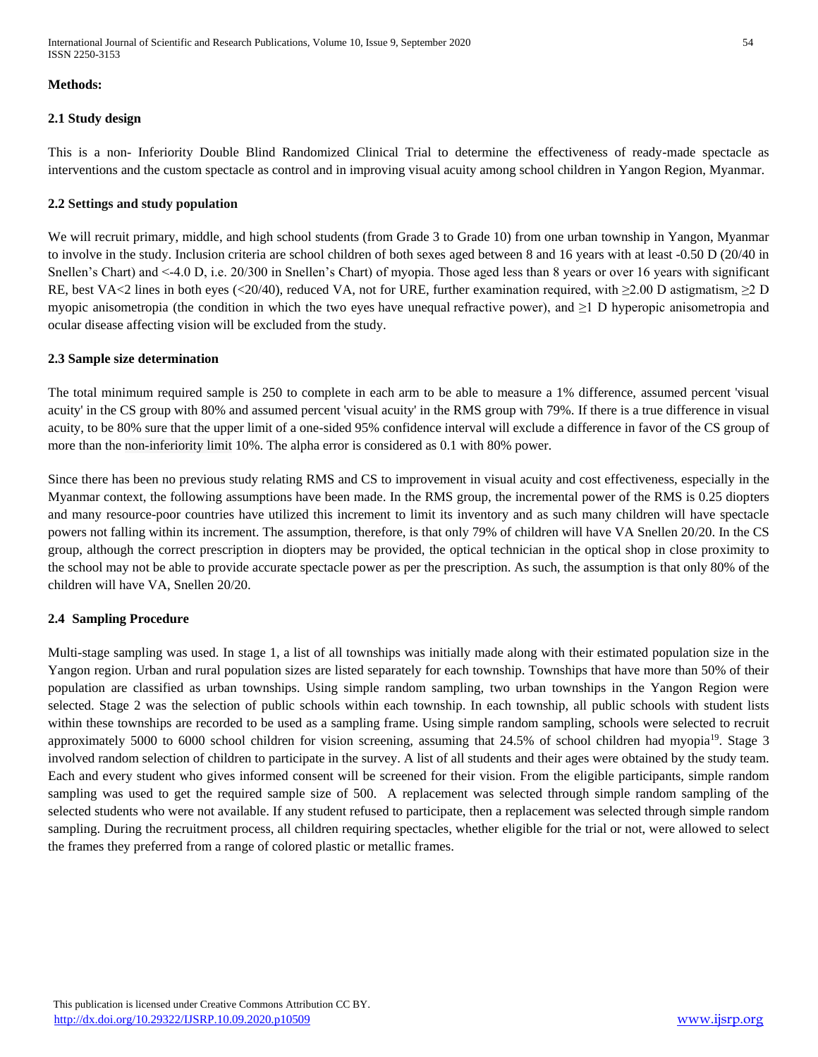**Methods:**

**2.1 Study design**

This is a non- Inferiority Double Blind Randomized Clinical Trial to determine the effectiveness of ready-made spectacle as interventions and the custom spectacle as control and in improving visual acuity among school children in Yangon Region, Myanmar.

**2.2 Settings and study population**

We will recruit primary, middle, and high school students (from Grade 3 to Grade 10) from one urban township in Yangon, Myanmar to involve in the study. Inclusion criteria are school children of both sexes aged between 8 and 16 years with at least -0.50 D (20/40 in Snellen's Chart) and <-4.0 D, i.e. 20/300 in Snellen's Chart) of myopia. Those aged less than 8 years or over 16 years with significant RE, best VA<2 lines in both eyes (<20/40), reduced VA, not for URE, further examination required, with ≥2.00 D astigmatism, ≥2 D myopic anisometropia (the condition in which the two eyes have unequal refractive power), and ≥1 D hyperopic anisometropia and ocular disease affecting vision will be excluded from the study.

**2.3 Sample size determination**

The total minimum required sample is 250 to complete in each arm to be able to measure a 1% difference, assumed percent 'visual acuity' in the CS group with 80% and assumed percent 'visual acuity' in the RMS group with 79%. If there is a true difference in visual acuity, to be 80% sure that the upper limit of a one-sided 95% confidence interval will exclude a difference in favor of the CS group of more than the non-inferiority limit 10%. The alpha error is considered as 0.1 with 80% power.

Since there has been no previous study relating RMS and CS to improvement in visual acuity and cost effectiveness, especially in the Myanmar context, the following assumptions have been made. In the RMS group, the incremental power of the RMS is 0.25 diopters and many resource-poor countries have utilized this increment to limit its inventory and as such many children will have spectacle powers not falling within its increment. The assumption, therefore, is that only 79% of children will have VA Snellen 20/20. In the CS group, although the correct prescription in diopters may be provided, the optical technician in the optical shop in close proximity to the school may not be able to provide accurate spectacle power as per the prescription. As such, the assumption is that only 80% of the children will have VA, Snellen 20/20.

**2.4 Sampling Procedure**

Multi-stage sampling was used. In stage 1, a list of all townships was initially made along with their estimated population size in the Yangon region. Urban and rural population sizes are listed separately for each township. Townships that have more than 50% of their population are classified as urban townships. Using simple random sampling, two urban townships in the Yangon Region were selected. Stage 2 was the selection of public schools within each township. In each township, all public schools with student lists within these townships are recorded to be used as a sampling frame. Using simple random sampling, schools were selected to recruit approximately 5000 to 6000 school children for vision screening, assuming that 24.5% of school children had myopia[19]. Stage 3 involved random selection of children to participate in the survey. A list of all students and their ages were obtained by the study team. Each and every student who gives informed consent will be screened for their vision. From the eligible participants, simple random sampling was used to get the required sample size of 500. A replacement was selected through simple random sampling of the selected students who were not available. If any student refused to participate, then a replacement was selected through simple random sampling. During the recruitment process, all children requiring spectacles, whether eligible for the trial or not, were allowed to select the frames they preferred from a range of colored plastic or metallic frames.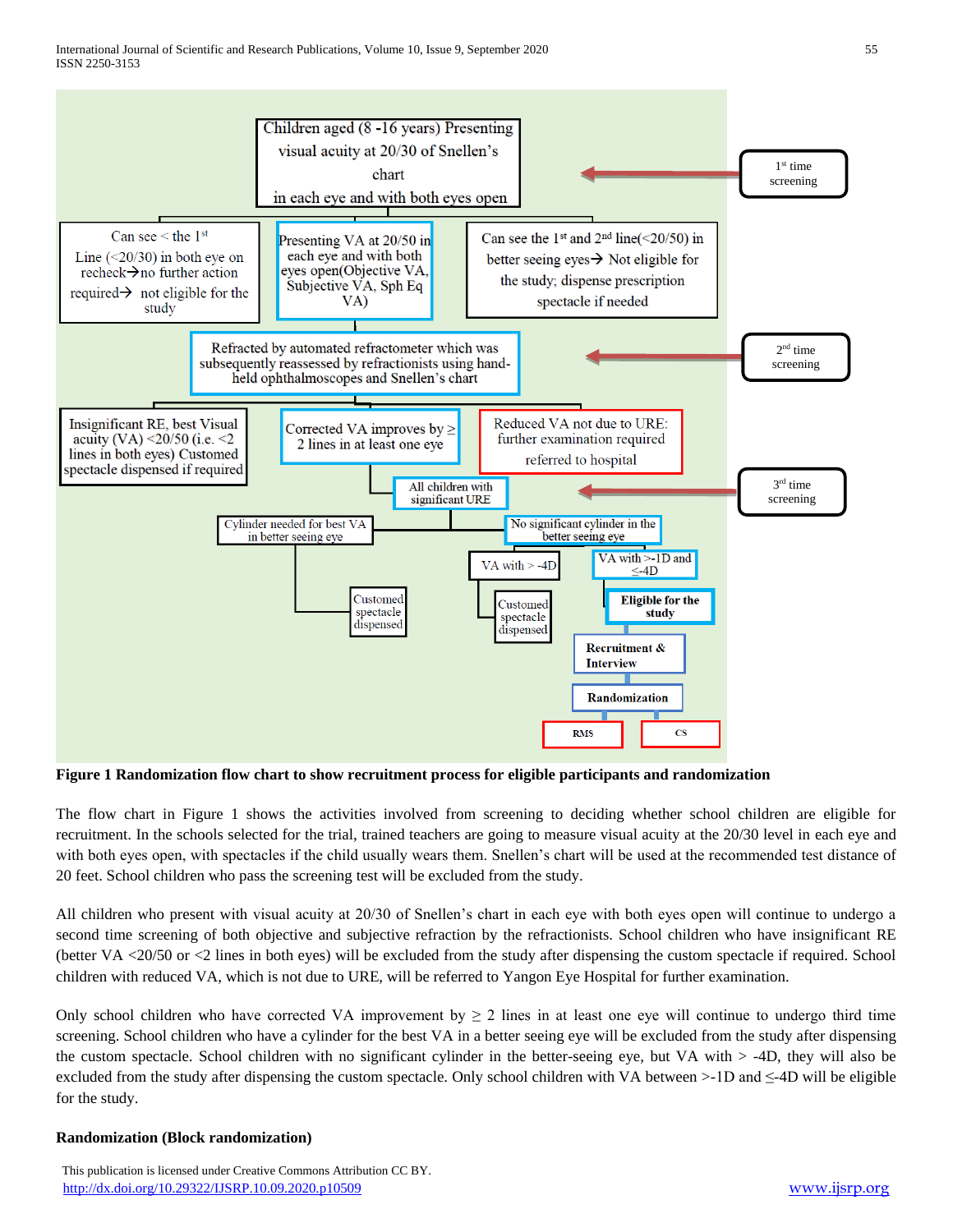Figure 1 Randomization flow chart to show recruitment process for eligible participants and randomization

The flow chart in Figure 1 shows the activities involved from screening to deciding whether school children are eligible for recruitment. In the schools selected for the trial, trained teachers are going to measure visual acuity at the 20/30 level in each eye and with both eyes open, with spectacles if the child usually wears them. Snellen's chart will be used at the recommended test distance of 20 feet. School children who pass the screening test will be excluded from the study.

All children who present with visual acuity at 20/30 of Snellen's chart in each eye with both eyes open will continue to undergo a second time screening of both objective and subjective refraction by the refractionists. School children who have insignificant RE (better VA <20/50 or <2 lines in both eyes) will be excluded from the study after dispensing the custom spectacle if required. School children with reduced VA, which is not due to URE, will be referred to Yangon Eye Hospital for further examination.

Only school children who have corrected VA improvement by $\geq$ 2 lines in at least one eye will continue to undergo third time screening. School children who have a cylinder for the best VA in a better seeing eye will be excluded from the study after dispensing the custom spectacle. School children with no significant cylinder in the better-seeing eye, but VA with > -4D, they will also be excluded from the study after dispensing the custom spectacle. Only school children with VA between >-1D and $\leq$-4D will be eligible for the study.

### Randomization (Block randomization)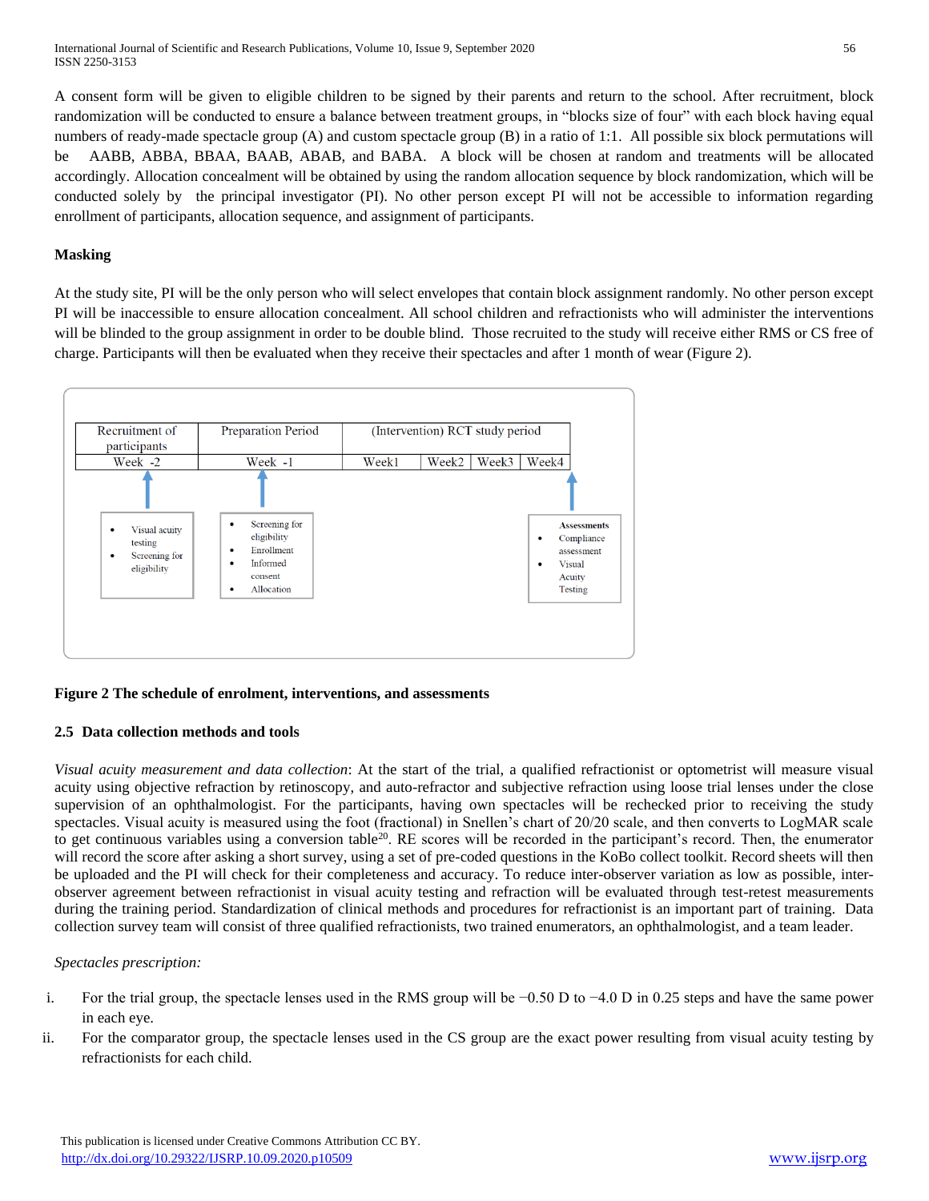A consent form will be given to eligible children to be signed by their parents and return to the school. After recruitment, block randomization will be conducted to ensure a balance between treatment groups, in "blocks size of four" with each block having equal numbers of ready-made spectacle group (A) and custom spectacle group (B) in a ratio of 1:1. All possible six block permutations will be AABB, ABBA, BBAA, BAAB, ABAB, and BABA. A block will be chosen at random and treatments will be allocated accordingly. Allocation concealment will be obtained by using the random allocation sequence by block randomization, which will be conducted solely by the principal investigator (PI). No other person except PI will not be accessible to information regarding enrollment of participants, allocation sequence, and assignment of participants.

**Masking**

At the study site, PI will be the only person who will select envelopes that contain block assignment randomly. No other person except PI will be inaccessible to ensure allocation concealment. All school children and refractionists who will administer the interventions will be blinded to the group assignment in order to be double blind. Those recruited to the study will receive either RMS or CS free of charge. Participants will then be evaluated when they receive their spectacles and after 1 month of wear (Figure 2).

| Recruitment of participants | Preparation Period | (Intervention) RCT study period | | | |
|---|---|---|---|---|---|
| Week -2 | Week -1 | Week1 | Week2 | Week3 | Week4 |
| • Visual acuity testing<br>• Screening for eligibility | • Screening for eligibility<br>• Enrollment<br>• Informed consent<br>• Allocation | | | | **Assessments**<br>• Compliance assessment<br>• Visual Acuity Testing |

**Figure 2 The schedule of enrolment, interventions, and assessments**

### 2.5 Data collection methods and tools

*Visual acuity measurement and data collection*: At the start of the trial, a qualified refractionist or optometrist will measure visual acuity using objective refraction by retinoscopy, and auto-refractor and subjective refraction using loose trial lenses under the close supervision of an ophthalmologist. For the participants, having own spectacles will be rechecked prior to receiving the study spectacles. Visual acuity is measured using the foot (fractional) in Snellen's chart of 20/20 scale, and then converts to LogMAR scale to get continuous variables using a conversion table[20]. RE scores will be recorded in the participant's record. Then, the enumerator will record the score after asking a short survey, using a set of pre-coded questions in the KoBo collect toolkit. Record sheets will then be uploaded and the PI will check for their completeness and accuracy. To reduce inter-observer variation as low as possible, inter-observer agreement between refractionist in visual acuity testing and refraction will be evaluated through test-retest measurements during the training period. Standardization of clinical methods and procedures for refractionist is an important part of training. Data collection survey team will consist of three qualified refractionists, two trained enumerators, an ophthalmologist, and a team leader.

*Spectacles prescription:*

i. For the trial group, the spectacle lenses used in the RMS group will be −0.50 D to −4.0 D in 0.25 steps and have the same power in each eye.

ii. For the comparator group, the spectacle lenses used in the CS group are the exact power resulting from visual acuity testing by refractionists for each child.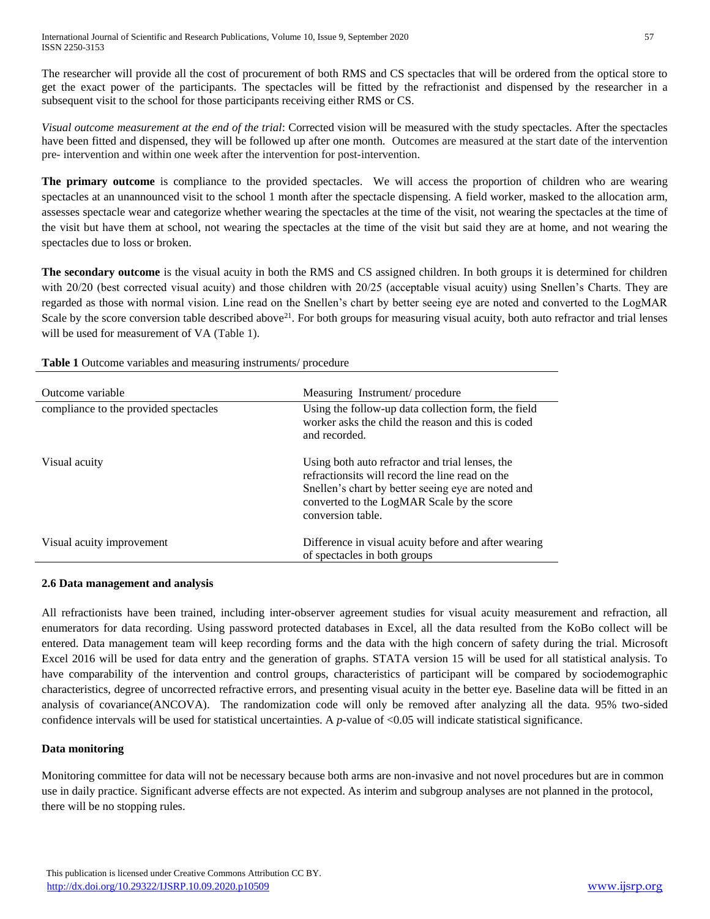The researcher will provide all the cost of procurement of both RMS and CS spectacles that will be ordered from the optical store to get the exact power of the participants. The spectacles will be fitted by the refractionist and dispensed by the researcher in a subsequent visit to the school for those participants receiving either RMS or CS.

*Visual outcome measurement at the end of the trial*: Corrected vision will be measured with the study spectacles. After the spectacles have been fitted and dispensed, they will be followed up after one month. Outcomes are measured at the start date of the intervention pre- intervention and within one week after the intervention for post-intervention.

**The primary outcome** is compliance to the provided spectacles. We will access the proportion of children who are wearing spectacles at an unannounced visit to the school 1 month after the spectacle dispensing. A field worker, masked to the allocation arm, assesses spectacle wear and categorize whether wearing the spectacles at the time of the visit, not wearing the spectacles at the time of the visit but have them at school, not wearing the spectacles at the time of the visit but said they are at home, and not wearing the spectacles due to loss or broken.

**The secondary outcome** is the visual acuity in both the RMS and CS assigned children. In both groups it is determined for children with 20/20 (best corrected visual acuity) and those children with 20/25 (acceptable visual acuity) using Snellen's Charts. They are regarded as those with normal vision. Line read on the Snellen's chart by better seeing eye are noted and converted to the LogMAR Scale by the score conversion table described above[21]. For both groups for measuring visual acuity, both auto refractor and trial lenses will be used for measurement of VA (Table 1).

**Table 1** Outcome variables and measuring instruments/ procedure

| Outcome variable | Measuring Instrument/ procedure |
|---|---|
| compliance to the provided spectacles | Using the follow-up data collection form, the field worker asks the child the reason and this is coded and recorded. |
| Visual acuity | Using both auto refractor and trial lenses, the refractionsits will record the line read on the Snellen's chart by better seeing eye are noted and converted to the LogMAR Scale by the score conversion table. |
| Visual acuity improvement | Difference in visual acuity before and after wearing of spectacles in both groups |

### 2.6 Data management and analysis

All refractionists have been trained, including inter-observer agreement studies for visual acuity measurement and refraction, all enumerators for data recording. Using password protected databases in Excel, all the data resulted from the KoBo collect will be entered. Data management team will keep recording forms and the data with the high concern of safety during the trial. Microsoft Excel 2016 will be used for data entry and the generation of graphs. STATA version 15 will be used for all statistical analysis. To have comparability of the intervention and control groups, characteristics of participant will be compared by sociodemographic characteristics, degree of uncorrected refractive errors, and presenting visual acuity in the better eye. Baseline data will be fitted in an analysis of covariance(ANCOVA). The randomization code will only be removed after analyzing all the data. 95% two-sided confidence intervals will be used for statistical uncertainties. A *p*-value of $<0.05$ will indicate statistical significance.

### Data monitoring

Monitoring committee for data will not be necessary because both arms are non-invasive and not novel procedures but are in common use in daily practice. Significant adverse effects are not expected. As interim and subgroup analyses are not planned in the protocol, there will be no stopping rules.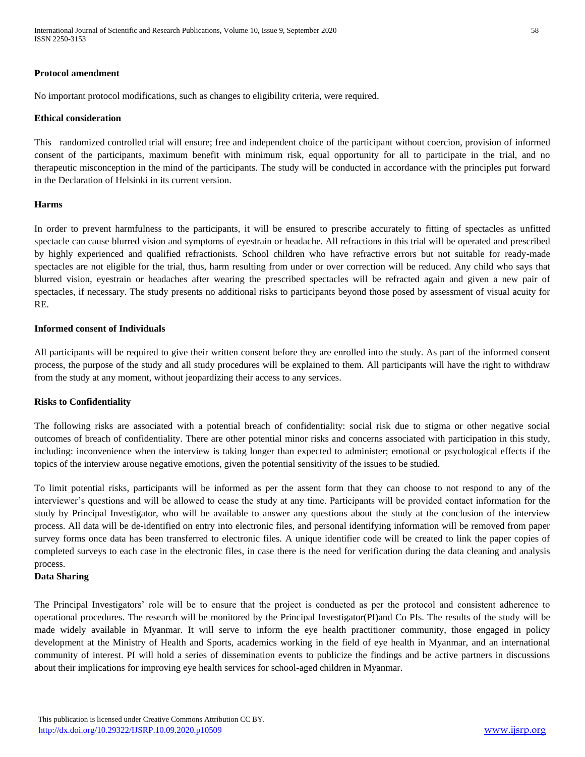**Protocol amendment**

No important protocol modifications, such as changes to eligibility criteria, were required.

**Ethical consideration**

This randomized controlled trial will ensure; free and independent choice of the participant without coercion, provision of informed consent of the participants, maximum benefit with minimum risk, equal opportunity for all to participate in the trial, and no therapeutic misconception in the mind of the participants. The study will be conducted in accordance with the principles put forward in the Declaration of Helsinki in its current version.

**Harms**

In order to prevent harmfulness to the participants, it will be ensured to prescribe accurately to fitting of spectacles as unfitted spectacle can cause blurred vision and symptoms of eyestrain or headache. All refractions in this trial will be operated and prescribed by highly experienced and qualified refractionists. School children who have refractive errors but not suitable for ready-made spectacles are not eligible for the trial, thus, harm resulting from under or over correction will be reduced. Any child who says that blurred vision, eyestrain or headaches after wearing the prescribed spectacles will be refracted again and given a new pair of spectacles, if necessary. The study presents no additional risks to participants beyond those posed by assessment of visual acuity for RE.

**Informed consent of Individuals**

All participants will be required to give their written consent before they are enrolled into the study. As part of the informed consent process, the purpose of the study and all study procedures will be explained to them. All participants will have the right to withdraw from the study at any moment, without jeopardizing their access to any services.

**Risks to Confidentiality**

The following risks are associated with a potential breach of confidentiality: social risk due to stigma or other negative social outcomes of breach of confidentiality. There are other potential minor risks and concerns associated with participation in this study, including: inconvenience when the interview is taking longer than expected to administer; emotional or psychological effects if the topics of the interview arouse negative emotions, given the potential sensitivity of the issues to be studied.

To limit potential risks, participants will be informed as per the assent form that they can choose to not respond to any of the interviewer's questions and will be allowed to cease the study at any time. Participants will be provided contact information for the study by Principal Investigator, who will be available to answer any questions about the study at the conclusion of the interview process. All data will be de-identified on entry into electronic files, and personal identifying information will be removed from paper survey forms once data has been transferred to electronic files. A unique identifier code will be created to link the paper copies of completed surveys to each case in the electronic files, in case there is the need for verification during the data cleaning and analysis process.

**Data Sharing**

The Principal Investigators' role will be to ensure that the project is conducted as per the protocol and consistent adherence to operational procedures. The research will be monitored by the Principal Investigator(PI)and Co PIs. The results of the study will be made widely available in Myanmar. It will serve to inform the eye health practitioner community, those engaged in policy development at the Ministry of Health and Sports, academics working in the field of eye health in Myanmar, and an international community of interest. PI will hold a series of dissemination events to publicize the findings and be active partners in discussions about their implications for improving eye health services for school-aged children in Myanmar.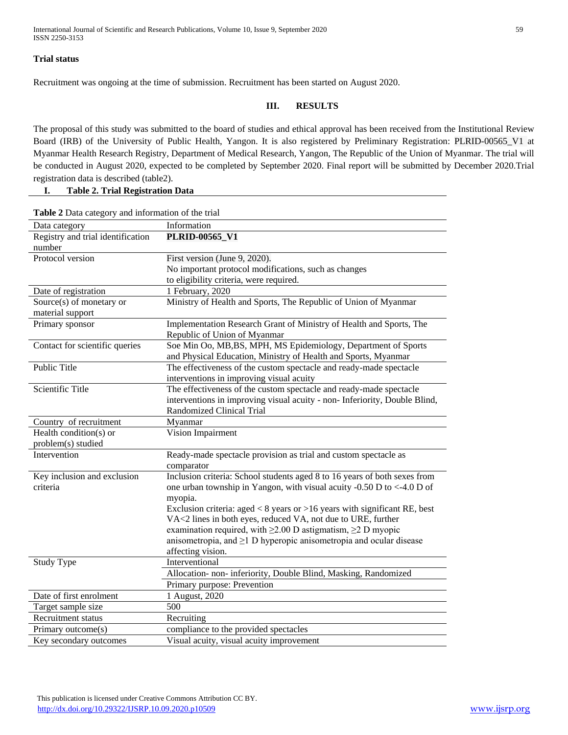**Trial status**

Recruitment was ongoing at the time of submission. Recruitment has been started on August 2020.

## III. RESULTS

The proposal of this study was submitted to the board of studies and ethical approval has been received from the Institutional Review Board (IRB) of the University of Public Health, Yangon. It is also registered by Preliminary Registration: PLRID-00565_V1 at Myanmar Health Research Registry, Department of Medical Research, Yangon, The Republic of the Union of Myanmar. The trial will be conducted in August 2020, expected to be completed by September 2020. Final report will be submitted by December 2020.Trial registration data is described (table2).

**I. Table 2. Trial Registration Data**

**Table 2** Data category and information of the trial

| Data category | Information |
|---|---|
| Registry and trial identification number | **PLRID-00565_V1** |
| Protocol version | First version (June 9, 2020).<br>No important protocol modifications, such as changes to eligibility criteria, were required. |
| Date of registration | 1 February, 2020 |
| Source(s) of monetary or material support | Ministry of Health and Sports, The Republic of Union of Myanmar |
| Primary sponsor | Implementation Research Grant of Ministry of Health and Sports, The Republic of Union of Myanmar |
| Contact for scientific queries | Soe Min Oo, MB,BS, MPH, MS Epidemiology, Department of Sports and Physical Education, Ministry of Health and Sports, Myanmar |
| Public Title | The effectiveness of the custom spectacle and ready-made spectacle interventions in improving visual acuity |
| Scientific Title | The effectiveness of the custom spectacle and ready-made spectacle interventions in improving visual acuity - non- Inferiority, Double Blind, Randomized Clinical Trial |
| Country of recruitment | Myanmar |
| Health condition(s) or problem(s) studied | Vision Impairment |
| Intervention | Ready-made spectacle provision as trial and custom spectacle as comparator |
| Key inclusion and exclusion criteria | Inclusion criteria: School students aged 8 to 16 years of both sexes from one urban township in Yangon, with visual acuity -0.50 D to <-4.0 D of myopia.<br>Exclusion criteria: aged < 8 years or >16 years with significant RE, best VA<2 lines in both eyes, reduced VA, not due to URE, further examination required, with ≥2.00 D astigmatism, ≥2 D myopic anisometropia, and ≥1 D hyperopic anisometropia and ocular disease affecting vision. |
| Study Type | Interventional |
| | Allocation- non- inferiority, Double Blind, Masking, Randomized |
| | Primary purpose: Prevention |
| Date of first enrolment | 1 August, 2020 |
| Target sample size | 500 |
| Recruitment status | Recruiting |
| Primary outcome(s) | compliance to the provided spectacles |
| Key secondary outcomes | Visual acuity, visual acuity improvement |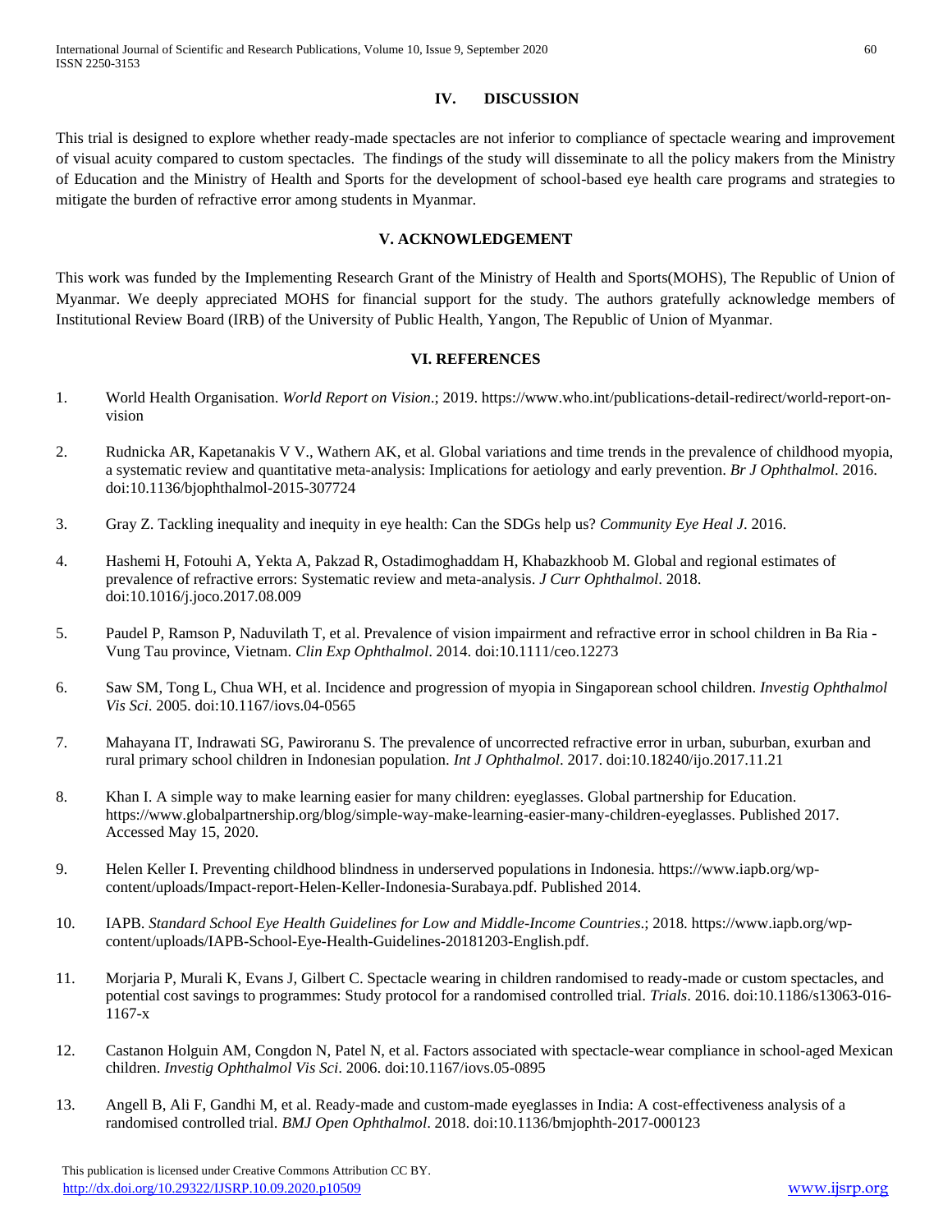## IV. DISCUSSION

This trial is designed to explore whether ready-made spectacles are not inferior to compliance of spectacle wearing and improvement of visual acuity compared to custom spectacles. The findings of the study will disseminate to all the policy makers from the Ministry of Education and the Ministry of Health and Sports for the development of school-based eye health care programs and strategies to mitigate the burden of refractive error among students in Myanmar.

## V. ACKNOWLEDGEMENT

This work was funded by the Implementing Research Grant of the Ministry of Health and Sports(MOHS), The Republic of Union of Myanmar. We deeply appreciated MOHS for financial support for the study. The authors gratefully acknowledge members of Institutional Review Board (IRB) of the University of Public Health, Yangon, The Republic of Union of Myanmar.

## VI. REFERENCES

1. World Health Organisation. *World Report on Vision*.; 2019. https://www.who.int/publications-detail-redirect/world-report-on-vision
2. Rudnicka AR, Kapetanakis V V., Wathern AK, et al. Global variations and time trends in the prevalence of childhood myopia, a systematic review and quantitative meta-analysis: Implications for aetiology and early prevention. *Br J Ophthalmol*. 2016. doi:10.1136/bjophthalmol-2015-307724
3. Gray Z. Tackling inequality and inequity in eye health: Can the SDGs help us? *Community Eye Heal J*. 2016.
4. Hashemi H, Fotouhi A, Yekta A, Pakzad R, Ostadimoghaddam H, Khabazkhoob M. Global and regional estimates of prevalence of refractive errors: Systematic review and meta-analysis. *J Curr Ophthalmol*. 2018. doi:10.1016/j.joco.2017.08.009
5. Paudel P, Ramson P, Naduvilath T, et al. Prevalence of vision impairment and refractive error in school children in Ba Ria - Vung Tau province, Vietnam. *Clin Exp Ophthalmol*. 2014. doi:10.1111/ceo.12273
6. Saw SM, Tong L, Chua WH, et al. Incidence and progression of myopia in Singaporean school children. *Investig Ophthalmol Vis Sci*. 2005. doi:10.1167/iovs.04-0565
7. Mahayana IT, Indrawati SG, Pawiroranu S. The prevalence of uncorrected refractive error in urban, suburban, exurban and rural primary school children in Indonesian population. *Int J Ophthalmol*. 2017. doi:10.18240/ijo.2017.11.21
8. Khan I. A simple way to make learning easier for many children: eyeglasses. Global partnership for Education. https://www.globalpartnership.org/blog/simple-way-make-learning-easier-many-children-eyeglasses. Published 2017. Accessed May 15, 2020.
9. Helen Keller I. Preventing childhood blindness in underserved populations in Indonesia. https://www.iapb.org/wp-content/uploads/Impact-report-Helen-Keller-Indonesia-Surabaya.pdf. Published 2014.
10. IAPB. *Standard School Eye Health Guidelines for Low and Middle-Income Countries*.; 2018. https://www.iapb.org/wp-content/uploads/IAPB-School-Eye-Health-Guidelines-20181203-English.pdf.
11. Morjaria P, Murali K, Evans J, Gilbert C. Spectacle wearing in children randomised to ready-made or custom spectacles, and potential cost savings to programmes: Study protocol for a randomised controlled trial. *Trials*. 2016. doi:10.1186/s13063-016-1167-x
12. Castanon Holguin AM, Congdon N, Patel N, et al. Factors associated with spectacle-wear compliance in school-aged Mexican children. *Investig Ophthalmol Vis Sci*. 2006. doi:10.1167/iovs.05-0895
13. Angell B, Ali F, Gandhi M, et al. Ready-made and custom-made eyeglasses in India: A cost-effectiveness analysis of a randomised controlled trial. *BMJ Open Ophthalmol*. 2018. doi:10.1136/bmjophth-2017-000123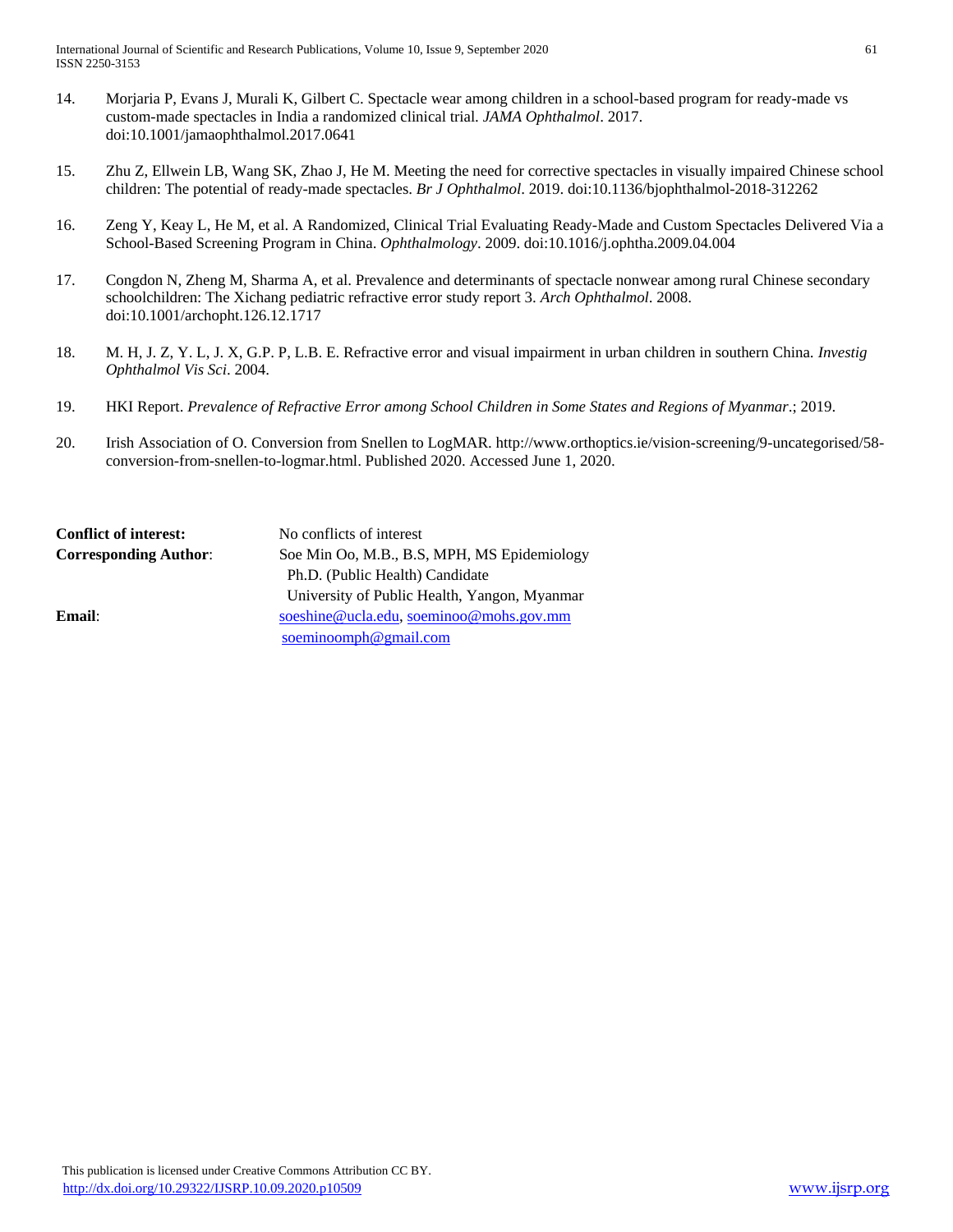14. Morjaria P, Evans J, Murali K, Gilbert C. Spectacle wear among children in a school-based program for ready-made vs custom-made spectacles in India a randomized clinical trial. *JAMA Ophthalmol*. 2017. doi:10.1001/jamaophthalmol.2017.0641

15. Zhu Z, Ellwein LB, Wang SK, Zhao J, He M. Meeting the need for corrective spectacles in visually impaired Chinese school children: The potential of ready-made spectacles. *Br J Ophthalmol*. 2019. doi:10.1136/bjophthalmol-2018-312262

16. Zeng Y, Keay L, He M, et al. A Randomized, Clinical Trial Evaluating Ready-Made and Custom Spectacles Delivered Via a School-Based Screening Program in China. *Ophthalmology*. 2009. doi:10.1016/j.ophtha.2009.04.004

17. Congdon N, Zheng M, Sharma A, et al. Prevalence and determinants of spectacle nonwear among rural Chinese secondary schoolchildren: The Xichang pediatric refractive error study report 3. *Arch Ophthalmol*. 2008. doi:10.1001/archopht.126.12.1717

18. M. H, J. Z, Y. L, J. X, G.P. P, L.B. E. Refractive error and visual impairment in urban children in southern China. *Investig Ophthalmol Vis Sci*. 2004.

19. HKI Report. *Prevalence of Refractive Error among School Children in Some States and Regions of Myanmar*.; 2019.

20. Irish Association of O. Conversion from Snellen to LogMAR. http://www.orthoptics.ie/vision-screening/9-uncategorised/58-conversion-from-snellen-to-logmar.html. Published 2020. Accessed June 1, 2020.

**Conflict of interest:** No conflicts of interest

**Corresponding Author**: Soe Min Oo, M.B., B.S, MPH, MS Epidemiology
Ph.D. (Public Health) Candidate
University of Public Health, Yangon, Myanmar

**Email**: soeshine@ucla.edu, soeminoo@mohs.gov.mm
soeminoomph@gmail.com

This publication is licensed under Creative Commons Attribution CC BY.
http://dx.doi.org/10.29322/IJSRP.10.09.2020.p10509